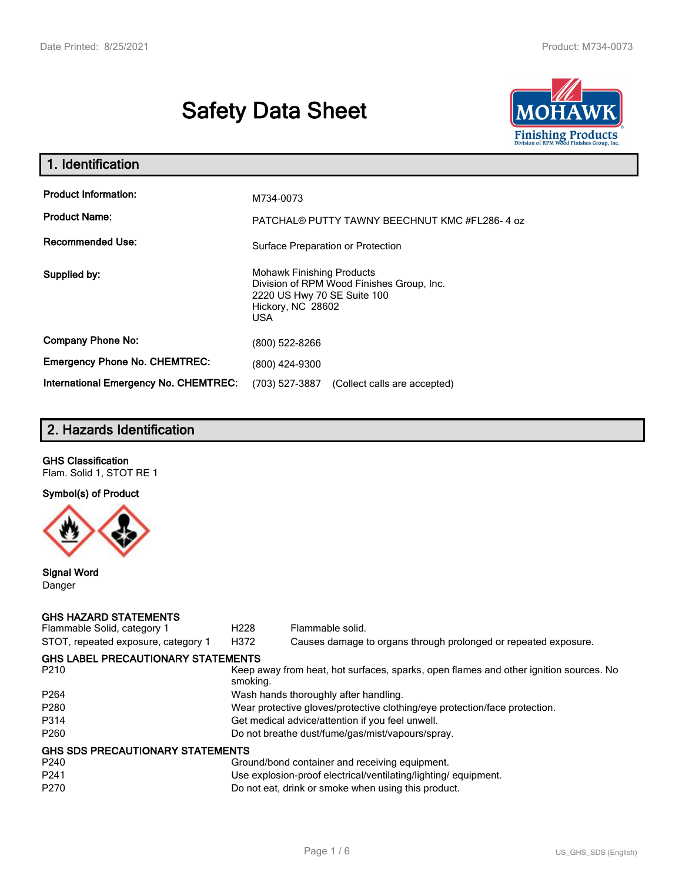# Safety Data Sheet

## 1. Identification

| | |
|---|---|
| **Product Information:** | M734-0073 |
| **Product Name:** | PATCHAL® PUTTY TAWNY BEECHNUT KMC #FL286- 4 oz |
| **Recommended Use:** | Surface Preparation or Protection |
| **Supplied by:** | Mohawk Finishing Products<br>Division of RPM Wood Finishes Group, Inc.<br>2220 US Hwy 70 SE Suite 100<br>Hickory, NC 28602<br>USA |
| **Company Phone No:** | (800) 522-8266 |
| **Emergency Phone No. CHEMTREC:** | (800) 424-9300 |
| **International Emergency No. CHEMTREC:** | (703) 527-3887 (Collect calls are accepted) |

## 2. Hazards Identification

**GHS Classification**

Flam. Solid 1, STOT RE 1

**Symbol(s) of Product**

**Signal Word**

Danger

**GHS HAZARD STATEMENTS**

| | | |
|---|---|---|
| Flammable Solid, category 1 | H228 | Flammable solid. |
| STOT, repeated exposure, category 1 | H372 | Causes damage to organs through prolonged or repeated exposure. |

**GHS LABEL PRECAUTIONARY STATEMENTS**

| | |
|---|---|
| P210 | Keep away from heat, hot surfaces, sparks, open flames and other ignition sources. No smoking. |
| P264 | Wash hands thoroughly after handling. |
| P280 | Wear protective gloves/protective clothing/eye protection/face protection. |
| P314 | Get medical advice/attention if you feel unwell. |
| P260 | Do not breathe dust/fume/gas/mist/vapours/spray. |

**GHS SDS PRECAUTIONARY STATEMENTS**

| | |
|---|---|
| P240 | Ground/bond container and receiving equipment. |
| P241 | Use explosion-proof electrical/ventilating/lighting/ equipment. |
| P270 | Do not eat, drink or smoke when using this product. |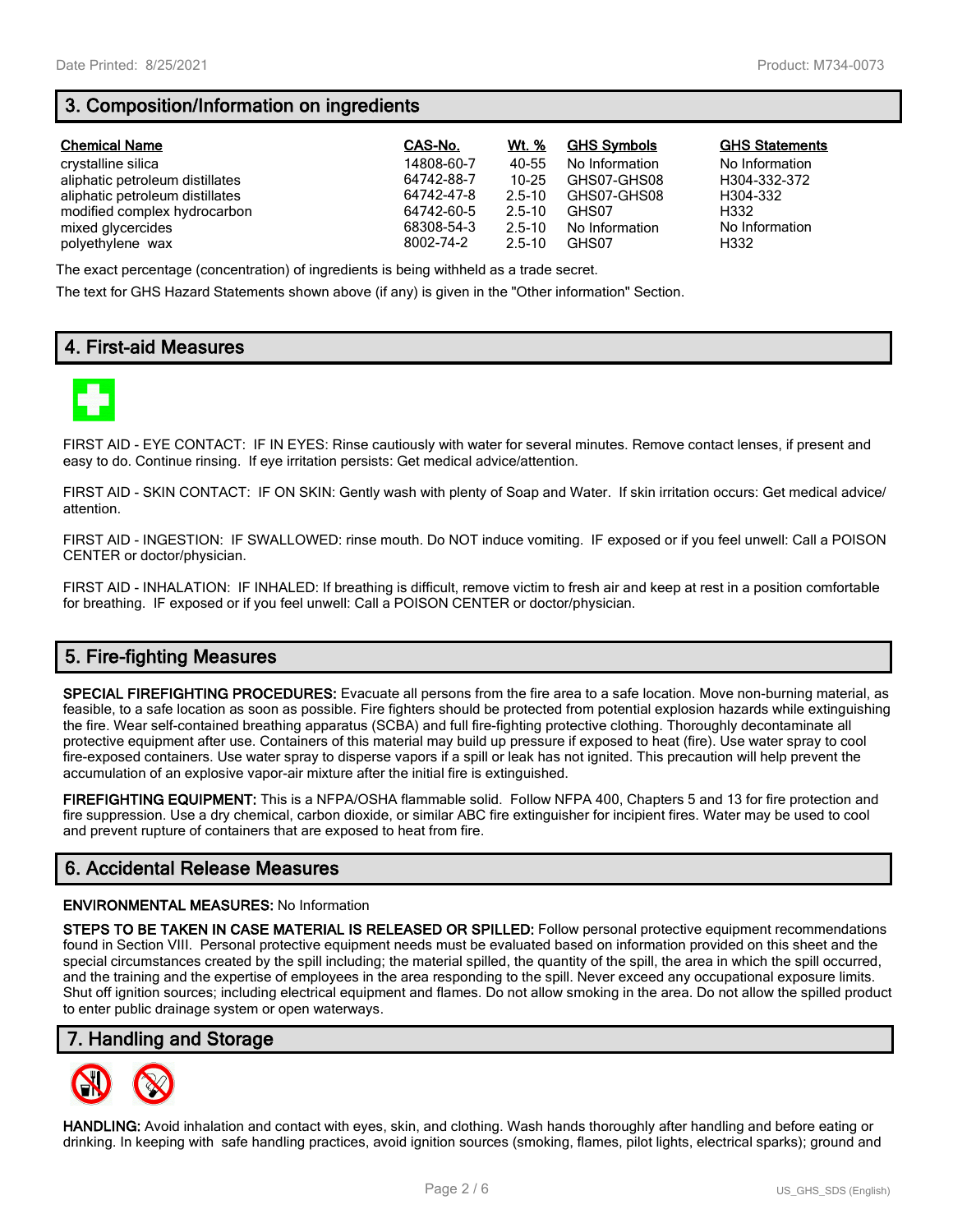## 3. Composition/Information on ingredients

| Chemical Name | CAS-No. | Wt. % | GHS Symbols | GHS Statements |
|---|---|---|---|---|
| crystalline silica | 14808-60-7 | 40-55 | No Information | No Information |
| aliphatic petroleum distillates | 64742-88-7 | 10-25 | GHS07-GHS08 | H304-332-372 |
| aliphatic petroleum distillates | 64742-47-8 | 2.5-10 | GHS07-GHS08 | H304-332 |
| modified complex hydrocarbon | 64742-60-5 | 2.5-10 | GHS07 | H332 |
| mixed glycercides | 68308-54-3 | 2.5-10 | No Information | No Information |
| polyethylene wax | 8002-74-2 | 2.5-10 | GHS07 | H332 |

The exact percentage (concentration) of ingredients is being withheld as a trade secret.

The text for GHS Hazard Statements shown above (if any) is given in the "Other information" Section.

## 4. First-aid Measures

FIRST AID - EYE CONTACT: IF IN EYES: Rinse cautiously with water for several minutes. Remove contact lenses, if present and easy to do. Continue rinsing. If eye irritation persists: Get medical advice/attention.

FIRST AID - SKIN CONTACT: IF ON SKIN: Gently wash with plenty of Soap and Water. If skin irritation occurs: Get medical advice/attention.

FIRST AID - INGESTION: IF SWALLOWED: rinse mouth. Do NOT induce vomiting. IF exposed or if you feel unwell: Call a POISON CENTER or doctor/physician.

FIRST AID - INHALATION: IF INHALED: If breathing is difficult, remove victim to fresh air and keep at rest in a position comfortable for breathing. IF exposed or if you feel unwell: Call a POISON CENTER or doctor/physician.

## 5. Fire-fighting Measures

**SPECIAL FIREFIGHTING PROCEDURES:** Evacuate all persons from the fire area to a safe location. Move non-burning material, as feasible, to a safe location as soon as possible. Fire fighters should be protected from potential explosion hazards while extinguishing the fire. Wear self-contained breathing apparatus (SCBA) and full fire-fighting protective clothing. Thoroughly decontaminate all protective equipment after use. Containers of this material may build up pressure if exposed to heat (fire). Use water spray to cool fire-exposed containers. Use water spray to disperse vapors if a spill or leak has not ignited. This precaution will help prevent the accumulation of an explosive vapor-air mixture after the initial fire is extinguished.

**FIREFIGHTING EQUIPMENT:** This is a NFPA/OSHA flammable solid. Follow NFPA 400, Chapters 5 and 13 for fire protection and fire suppression. Use a dry chemical, carbon dioxide, or similar ABC fire extinguisher for incipient fires. Water may be used to cool and prevent rupture of containers that are exposed to heat from fire.

## 6. Accidental Release Measures

**ENVIRONMENTAL MEASURES:** No Information

**STEPS TO BE TAKEN IN CASE MATERIAL IS RELEASED OR SPILLED:** Follow personal protective equipment recommendations found in Section VIII. Personal protective equipment needs must be evaluated based on information provided on this sheet and the special circumstances created by the spill including; the material spilled, the quantity of the spill, the area in which the spill occurred, and the training and the expertise of employees in the area responding to the spill. Never exceed any occupational exposure limits. Shut off ignition sources; including electrical equipment and flames. Do not allow smoking in the area. Do not allow the spilled product to enter public drainage system or open waterways.

## 7. Handling and Storage

**HANDLING:** Avoid inhalation and contact with eyes, skin, and clothing. Wash hands thoroughly after handling and before eating or drinking. In keeping with safe handling practices, avoid ignition sources (smoking, flames, pilot lights, electrical sparks); ground and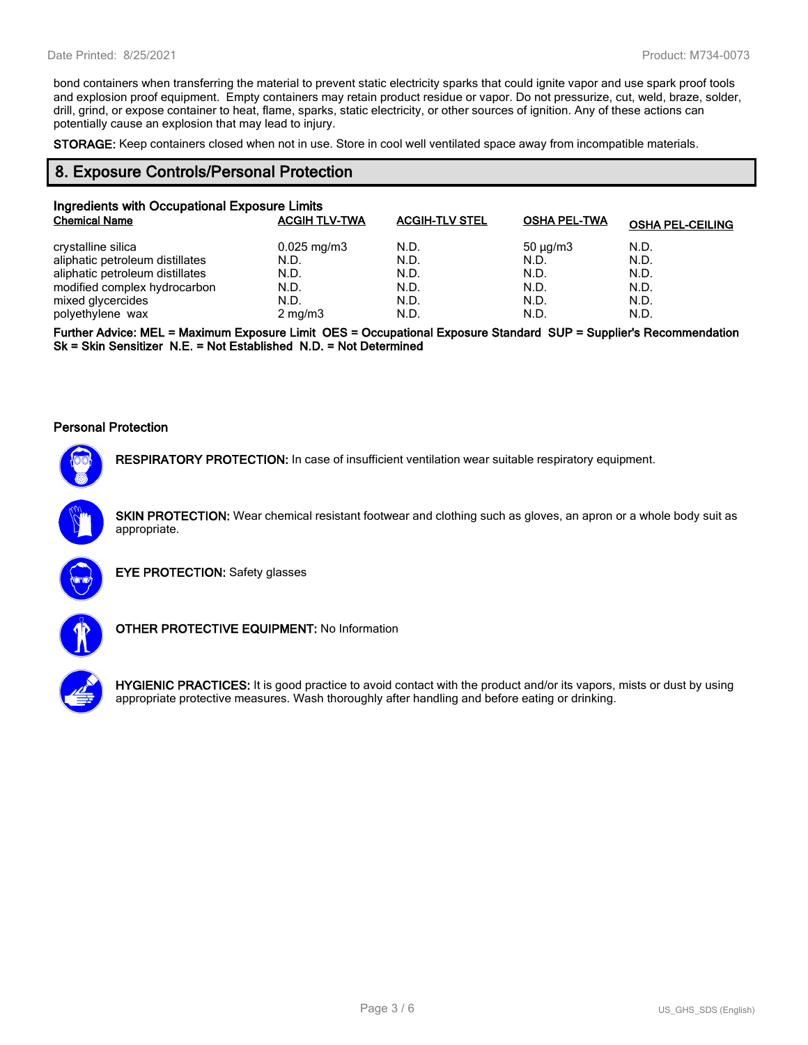bond containers when transferring the material to prevent static electricity sparks that could ignite vapor and use spark proof tools and explosion proof equipment.  Empty containers may retain product residue or vapor. Do not pressurize, cut, weld, braze, solder, drill, grind, or expose container to heat, flame, sparks, static electricity, or other sources of ignition. Any of these actions can potentially cause an explosion that may lead to injury.

**STORAGE:** Keep containers closed when not in use. Store in cool well ventilated space away from incompatible materials.

## 8. Exposure Controls/Personal Protection

### Ingredients with Occupational Exposure Limits

| Chemical Name | ACGIH TLV-TWA | ACGIH-TLV STEL | OSHA PEL-TWA | OSHA PEL-CEILING |
|---|---|---|---|---|
| crystalline silica | 0.025 mg/m3 | N.D. | 50 µg/m3 | N.D. |
| aliphatic petroleum distillates | N.D. | N.D. | N.D. | N.D. |
| aliphatic petroleum distillates | N.D. | N.D. | N.D. | N.D. |
| modified complex hydrocarbon | N.D. | N.D. | N.D. | N.D. |
| mixed glycercides | N.D. | N.D. | N.D. | N.D. |
| polyethylene  wax | 2 mg/m3 | N.D. | N.D. | N.D. |

**Further Advice: MEL = Maximum Exposure Limit  OES = Occupational Exposure Standard  SUP = Supplier's Recommendation Sk = Skin Sensitizer  N.E. = Not Established  N.D. = Not Determined**

### Personal Protection

**RESPIRATORY PROTECTION:** In case of insufficient ventilation wear suitable respiratory equipment.

**SKIN PROTECTION:** Wear chemical resistant footwear and clothing such as gloves, an apron or a whole body suit as appropriate.

**EYE PROTECTION:** Safety glasses

**OTHER PROTECTIVE EQUIPMENT:** No Information

**HYGIENIC PRACTICES:** It is good practice to avoid contact with the product and/or its vapors, mists or dust by using appropriate protective measures. Wash thoroughly after handling and before eating or drinking.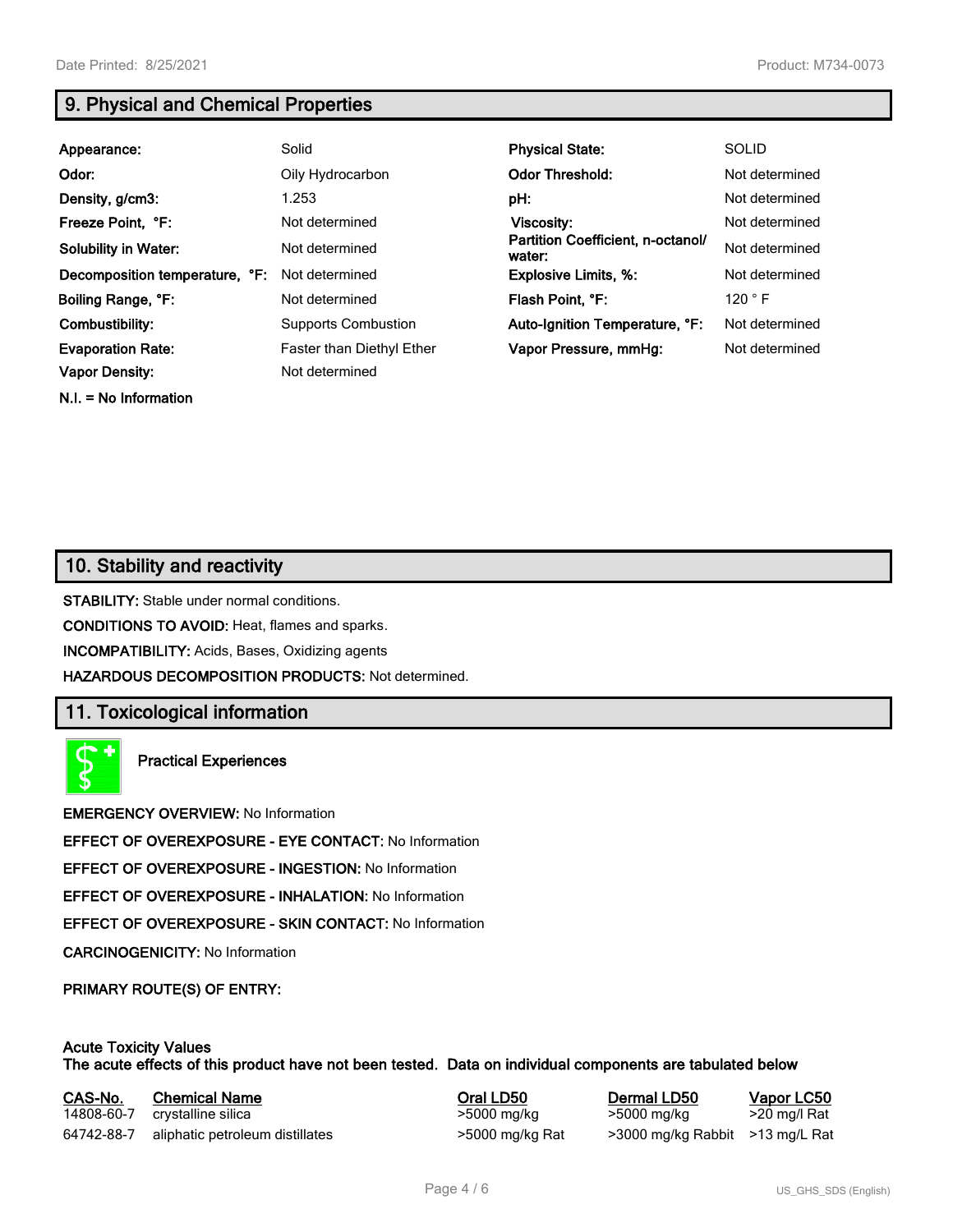## 9. Physical and Chemical Properties

| | | | |
|---|---|---|---|
| **Appearance:** | Solid | **Physical State:** | SOLID |
| **Odor:** | Oily Hydrocarbon | **Odor Threshold:** | Not determined |
| **Density, g/cm3:** | 1.253 | **pH:** | Not determined |
| **Freeze Point, °F:** | Not determined | **Viscosity:** | Not determined |
| **Solubility in Water:** | Not determined | **Partition Coefficient, n-octanol/ water:** | Not determined |
| **Decomposition temperature, °F:** | Not determined | **Explosive Limits, %:** | Not determined |
| **Boiling Range, °F:** | Not determined | **Flash Point, °F:** | 120 ° F |
| **Combustibility:** | Supports Combustion | **Auto-Ignition Temperature, °F:** | Not determined |
| **Evaporation Rate:** | Faster than Diethyl Ether | **Vapor Pressure, mmHg:** | Not determined |
| **Vapor Density:** | Not determined | | |

**N.I. = No Information**

## 10. Stability and reactivity

**STABILITY:** Stable under normal conditions.

**CONDITIONS TO AVOID:** Heat, flames and sparks.

**INCOMPATIBILITY:** Acids, Bases, Oxidizing agents

**HAZARDOUS DECOMPOSITION PRODUCTS:** Not determined.

## 11. Toxicological information

**Practical Experiences**

**EMERGENCY OVERVIEW:** No Information

**EFFECT OF OVEREXPOSURE - EYE CONTACT:** No Information

**EFFECT OF OVEREXPOSURE - INGESTION:** No Information

**EFFECT OF OVEREXPOSURE - INHALATION:** No Information

**EFFECT OF OVEREXPOSURE - SKIN CONTACT:** No Information

**CARCINOGENICITY:** No Information

**PRIMARY ROUTE(S) OF ENTRY:**

**Acute Toxicity Values**
**The acute effects of this product have not been tested. Data on individual components are tabulated below**

| CAS-No. | Chemical Name | Oral LD50 | Dermal LD50 | Vapor LC50 |
|---|---|---|---|---|
| 14808-60-7 | crystalline silica | >5000 mg/kg | >5000 mg/kg | >20 mg/l Rat |
| 64742-88-7 | aliphatic petroleum distillates | >5000 mg/kg Rat | >3000 mg/kg Rabbit | >13 mg/L Rat |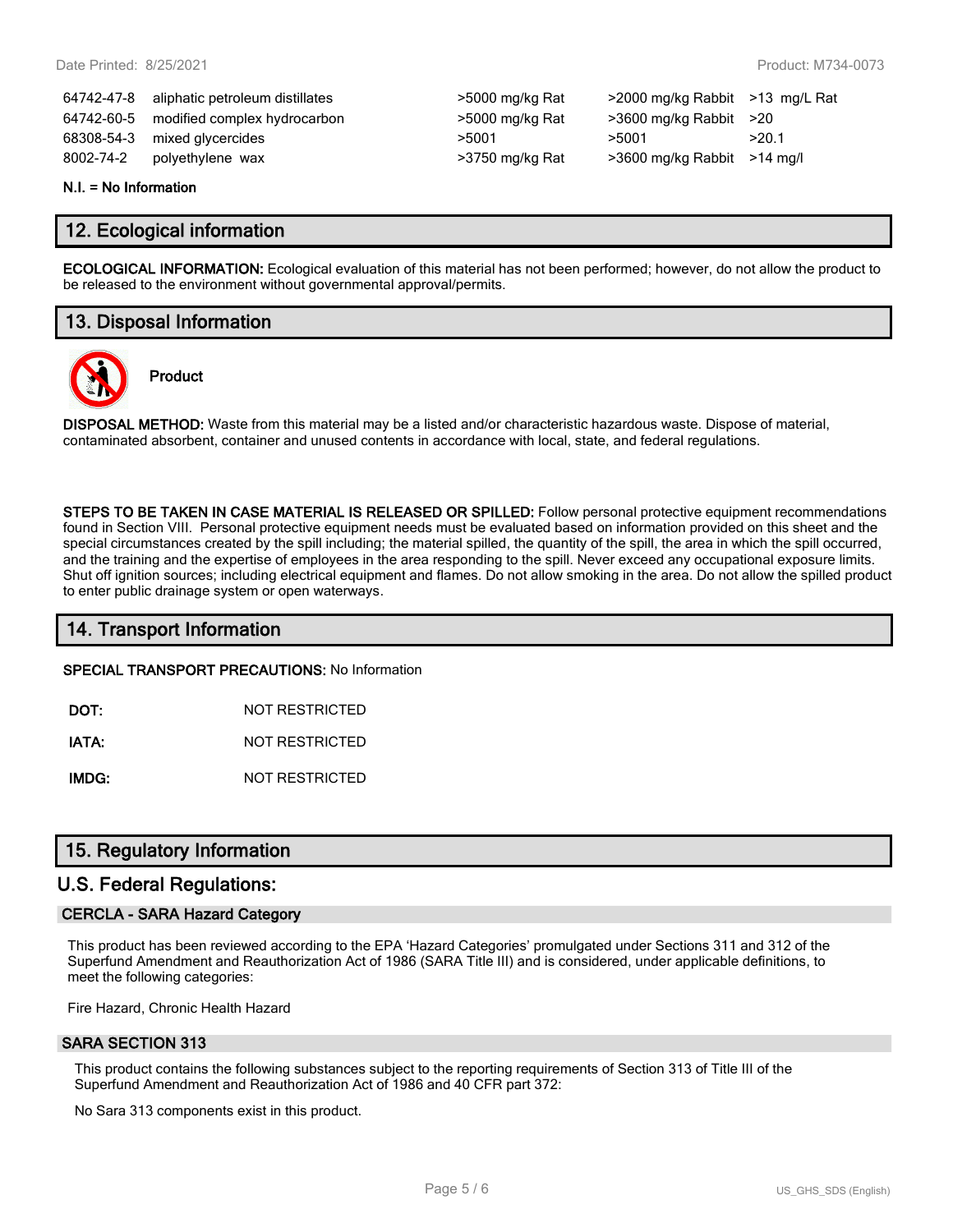| | | | | |
|---|---|---|---|---|
| 64742-47-8 | aliphatic petroleum distillates | >5000 mg/kg Rat | >2000 mg/kg Rabbit | >13 mg/L Rat |
| 64742-60-5 | modified complex hydrocarbon | >5000 mg/kg Rat | >3600 mg/kg Rabbit | >20 |
| 68308-54-3 | mixed glycercides | >5001 | >5001 | >20.1 |
| 8002-74-2 | polyethylene wax | >3750 mg/kg Rat | >3600 mg/kg Rabbit | >14 mg/l |

**N.I. = No Information**

## 12. Ecological information

**ECOLOGICAL INFORMATION:** Ecological evaluation of this material has not been performed; however, do not allow the product to be released to the environment without governmental approval/permits.

## 13. Disposal Information

**Product**

**DISPOSAL METHOD:** Waste from this material may be a listed and/or characteristic hazardous waste. Dispose of material, contaminated absorbent, container and unused contents in accordance with local, state, and federal regulations.

**STEPS TO BE TAKEN IN CASE MATERIAL IS RELEASED OR SPILLED:** Follow personal protective equipment recommendations found in Section VIII. Personal protective equipment needs must be evaluated based on information provided on this sheet and the special circumstances created by the spill including; the material spilled, the quantity of the spill, the area in which the spill occurred, and the training and the expertise of employees in the area responding to the spill. Never exceed any occupational exposure limits. Shut off ignition sources; including electrical equipment and flames. Do not allow smoking in the area. Do not allow the spilled product to enter public drainage system or open waterways.

## 14. Transport Information

**SPECIAL TRANSPORT PRECAUTIONS:** No Information

**DOT:** NOT RESTRICTED

**IATA:** NOT RESTRICTED

**IMDG:** NOT RESTRICTED

## 15. Regulatory Information

## U.S. Federal Regulations:

### CERCLA - SARA Hazard Category

This product has been reviewed according to the EPA 'Hazard Categories' promulgated under Sections 311 and 312 of the Superfund Amendment and Reauthorization Act of 1986 (SARA Title III) and is considered, under applicable definitions, to meet the following categories:

Fire Hazard, Chronic Health Hazard

### SARA SECTION 313

This product contains the following substances subject to the reporting requirements of Section 313 of Title III of the Superfund Amendment and Reauthorization Act of 1986 and 40 CFR part 372:

No Sara 313 components exist in this product.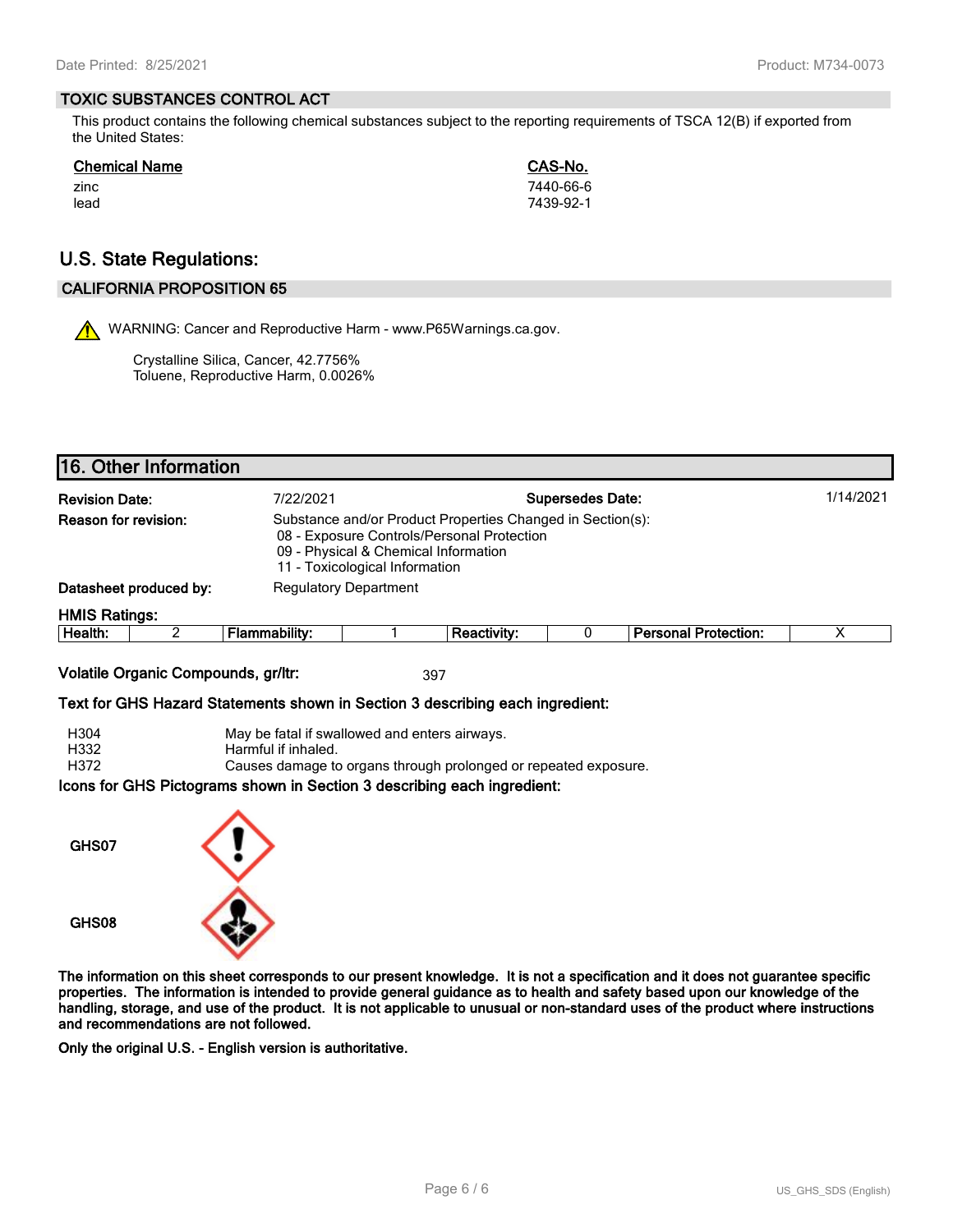### TOXIC SUBSTANCES CONTROL ACT

This product contains the following chemical substances subject to the reporting requirements of TSCA 12(B) if exported from the United States:

| Chemical Name | CAS-No. |
|---|---|
| zinc | 7440-66-6 |
| lead | 7439-92-1 |

## U.S. State Regulations:

### CALIFORNIA PROPOSITION 65

⚠ WARNING: Cancer and Reproductive Harm - www.P65Warnings.ca.gov.

Crystalline Silica, Cancer, 42.7756%
Toluene, Reproductive Harm, 0.0026%

## 16. Other Information

**Revision Date:** 7/22/2021 **Supersedes Date:** 1/14/2021

**Reason for revision:** Substance and/or Product Properties Changed in Section(s):
- 08 - Exposure Controls/Personal Protection
- 09 - Physical & Chemical Information
- 11 - Toxicological Information

**Datasheet produced by:** Regulatory Department

**HMIS Ratings:**

| Health: | 2 | Flammability: | 1 | Reactivity: | 0 | Personal Protection: | X |
|---|---|---|---|---|---|---|---|

**Volatile Organic Compounds, gr/ltr:** 397

**Text for GHS Hazard Statements shown in Section 3 describing each ingredient:**

| | |
|---|---|
| H304 | May be fatal if swallowed and enters airways. |
| H332 | Harmful if inhaled. |
| H372 | Causes damage to organs through prolonged or repeated exposure. |

**Icons for GHS Pictograms shown in Section 3 describing each ingredient:**

GHS07

GHS08

**The information on this sheet corresponds to our present knowledge. It is not a specification and it does not guarantee specific properties. The information is intended to provide general guidance as to health and safety based upon our knowledge of the handling, storage, and use of the product. It is not applicable to unusual or non-standard uses of the product where instructions and recommendations are not followed.**

**Only the original U.S. - English version is authoritative.**